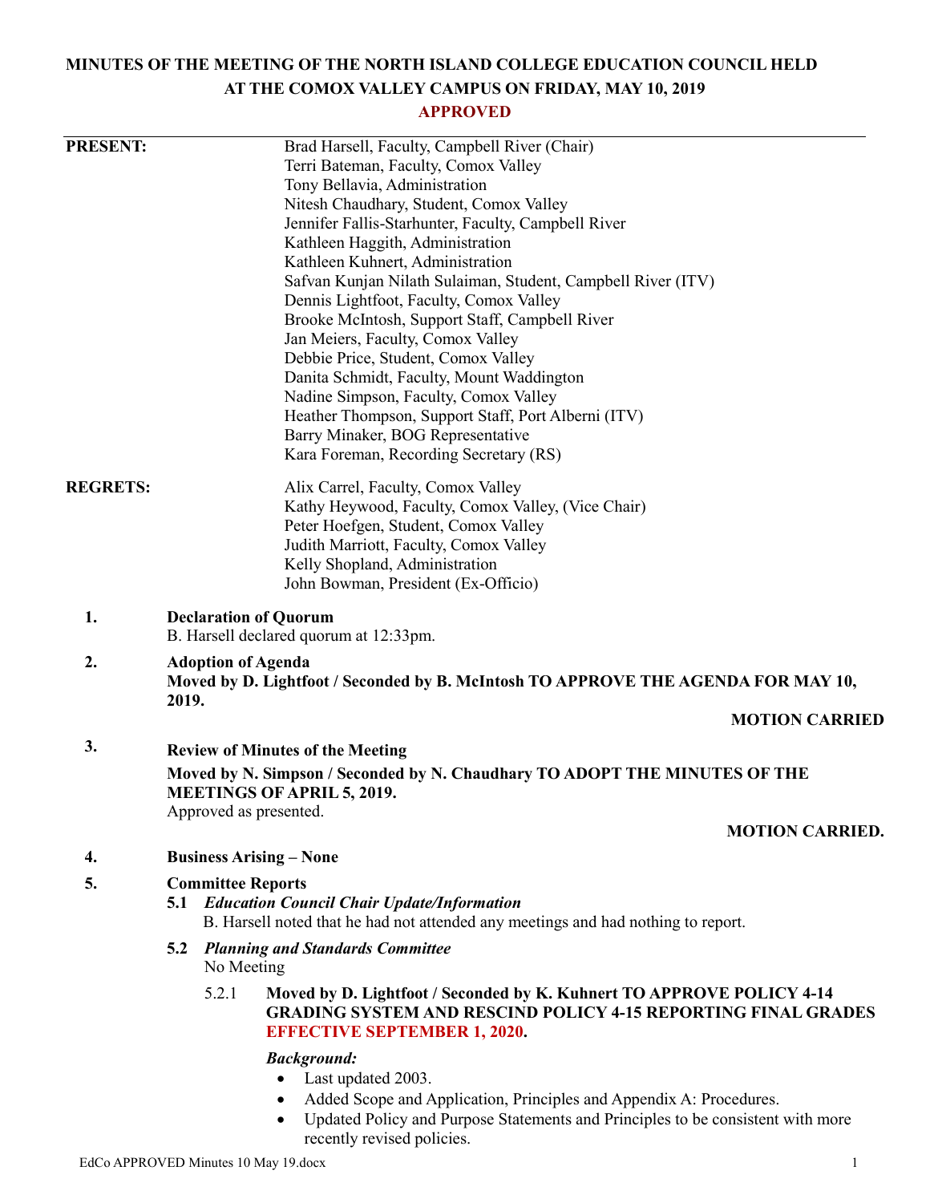# MINUTES OF THE MEETING OF THE NORTH ISLAND COLLEGE EDUCATION COUNCIL HELD AT THE COMOX VALLEY CAMPUS ON FRIDAY, MAY 10, 2019

**APPROVED**

---

**PRESENT:**

Brad Harsell, Faculty, Campbell River (Chair)
Terri Bateman, Faculty, Comox Valley
Tony Bellavia, Administration
Nitesh Chaudhary, Student, Comox Valley
Jennifer Fallis-Starhunter, Faculty, Campbell River
Kathleen Haggith, Administration
Kathleen Kuhnert, Administration
Safvan Kunjan Nilath Sulaiman, Student, Campbell River (ITV)
Dennis Lightfoot, Faculty, Comox Valley
Brooke McIntosh, Support Staff, Campbell River
Jan Meiers, Faculty, Comox Valley
Debbie Price, Student, Comox Valley
Danita Schmidt, Faculty, Mount Waddington
Nadine Simpson, Faculty, Comox Valley
Heather Thompson, Support Staff, Port Alberni (ITV)
Barry Minaker, BOG Representative
Kara Foreman, Recording Secretary (RS)

**REGRETS:**

Alix Carrel, Faculty, Comox Valley
Kathy Heywood, Faculty, Comox Valley, (Vice Chair)
Peter Hoefgen, Student, Comox Valley
Judith Marriott, Faculty, Comox Valley
Kelly Shopland, Administration
John Bowman, President (Ex-Officio)

**1. Declaration of Quorum**

B. Harsell declared quorum at 12:33pm.

**2. Adoption of Agenda**

**Moved by D. Lightfoot / Seconded by B. McIntosh TO APPROVE THE AGENDA FOR MAY 10, 2019.**

**MOTION CARRIED**

**3. Review of Minutes of the Meeting**

**Moved by N. Simpson / Seconded by N. Chaudhary TO ADOPT THE MINUTES OF THE MEETINGS OF APRIL 5, 2019.**

Approved as presented.

**MOTION CARRIED.**

**4. Business Arising – None**

**5. Committee Reports**

**5.1** ***Education Council Chair Update/Information***

B. Harsell noted that he had not attended any meetings and had nothing to report.

**5.2** ***Planning and Standards Committee***

No Meeting

5.2.1 **Moved by D. Lightfoot / Seconded by K. Kuhnert TO APPROVE POLICY 4-14 GRADING SYSTEM AND RESCIND POLICY 4-15 REPORTING FINAL GRADES EFFECTIVE SEPTEMBER 1, 2020.**

***Background:***

- Last updated 2003.
- Added Scope and Application, Principles and Appendix A: Procedures.
- Updated Policy and Purpose Statements and Principles to be consistent with more recently revised policies.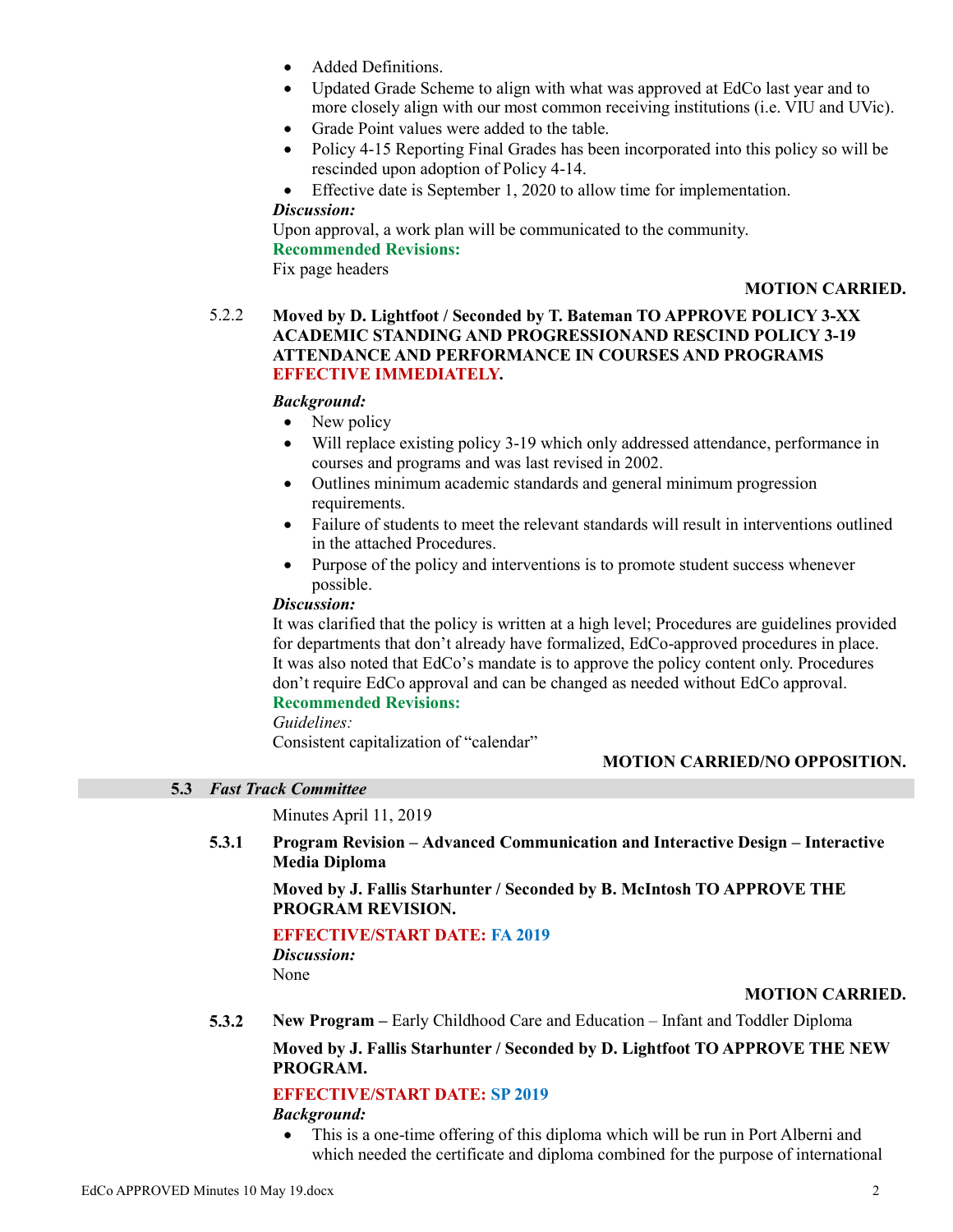- Added Definitions.
- Updated Grade Scheme to align with what was approved at EdCo last year and to more closely align with our most common receiving institutions (i.e. VIU and UVic).
- Grade Point values were added to the table.
- Policy 4-15 Reporting Final Grades has been incorporated into this policy so will be rescinded upon adoption of Policy 4-14.
- Effective date is September 1, 2020 to allow time for implementation.

***Discussion:***

Upon approval, a work plan will be communicated to the community.

**Recommended Revisions:**

Fix page headers

**MOTION CARRIED.**

5.2.2 **Moved by D. Lightfoot / Seconded by T. Bateman TO APPROVE POLICY 3-XX ACADEMIC STANDING AND PROGRESSIONAND RESCIND POLICY 3-19 ATTENDANCE AND PERFORMANCE IN COURSES AND PROGRAMS EFFECTIVE IMMEDIATELY.**

***Background:***

- New policy
- Will replace existing policy 3-19 which only addressed attendance, performance in courses and programs and was last revised in 2002.
- Outlines minimum academic standards and general minimum progression requirements.
- Failure of students to meet the relevant standards will result in interventions outlined in the attached Procedures.
- Purpose of the policy and interventions is to promote student success whenever possible.

***Discussion:***

It was clarified that the policy is written at a high level; Procedures are guidelines provided for departments that don't already have formalized, EdCo-approved procedures in place. It was also noted that EdCo's mandate is to approve the policy content only. Procedures don't require EdCo approval and can be changed as needed without EdCo approval.

**Recommended Revisions:**

*Guidelines:*

Consistent capitalization of "calendar"

**MOTION CARRIED/NO OPPOSITION.**

## 5.3 *Fast Track Committee*

Minutes April 11, 2019

**5.3.1 Program Revision – Advanced Communication and Interactive Design – Interactive Media Diploma**

**Moved by J. Fallis Starhunter / Seconded by B. McIntosh TO APPROVE THE PROGRAM REVISION.**

**EFFECTIVE/START DATE: FA 2019**

***Discussion:***

None

**MOTION CARRIED.**

**5.3.2 New Program –** Early Childhood Care and Education – Infant and Toddler Diploma

**Moved by J. Fallis Starhunter / Seconded by D. Lightfoot TO APPROVE THE NEW PROGRAM.**

**EFFECTIVE/START DATE: SP 2019**

***Background:***

- This is a one-time offering of this diploma which will be run in Port Alberni and which needed the certificate and diploma combined for the purpose of international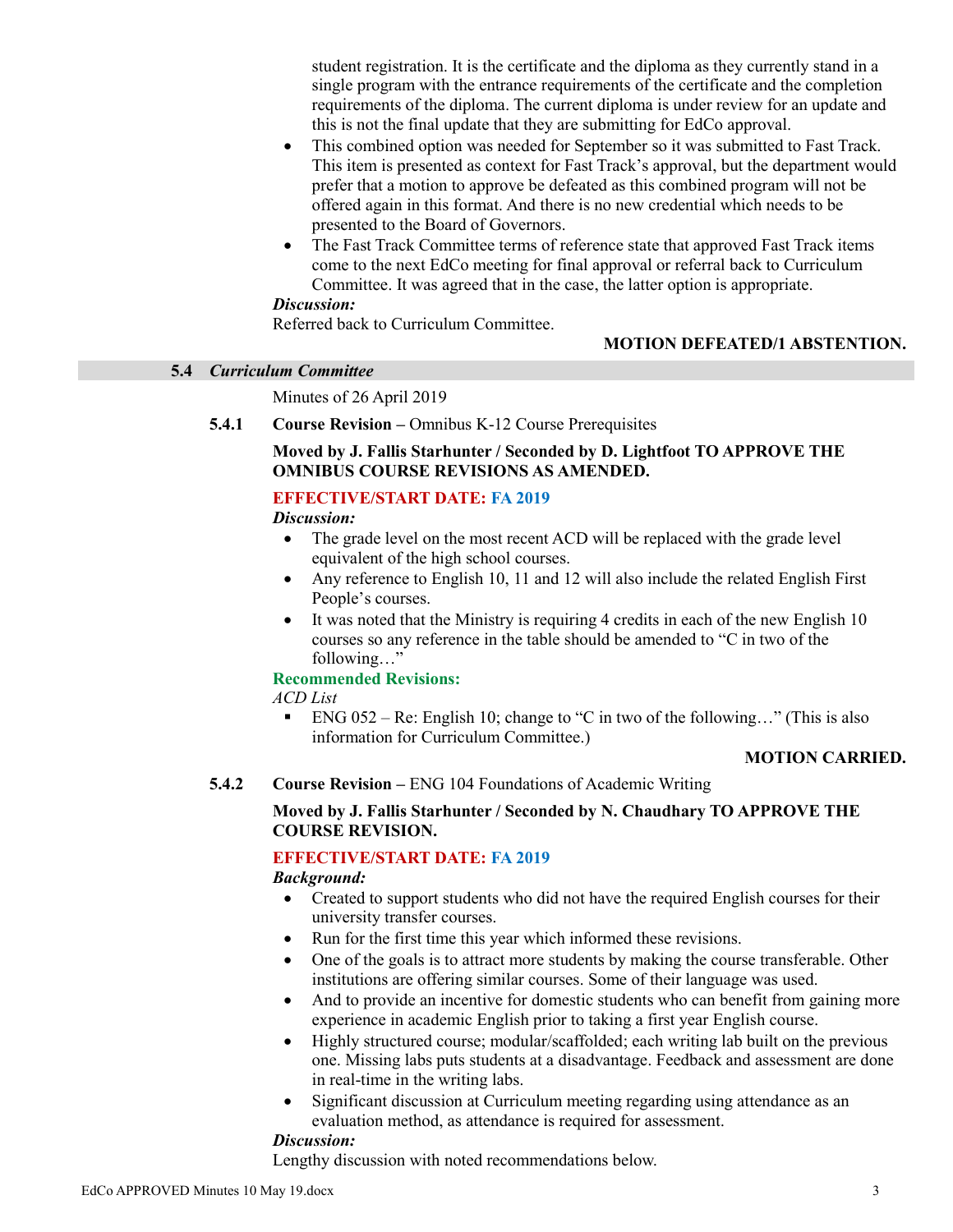student registration. It is the certificate and the diploma as they currently stand in a single program with the entrance requirements of the certificate and the completion requirements of the diploma. The current diploma is under review for an update and this is not the final update that they are submitting for EdCo approval.

- This combined option was needed for September so it was submitted to Fast Track. This item is presented as context for Fast Track's approval, but the department would prefer that a motion to approve be defeated as this combined program will not be offered again in this format. And there is no new credential which needs to be presented to the Board of Governors.
- The Fast Track Committee terms of reference state that approved Fast Track items come to the next EdCo meeting for final approval or referral back to Curriculum Committee. It was agreed that in the case, the latter option is appropriate.

***Discussion:***

Referred back to Curriculum Committee.

**MOTION DEFEATED/1 ABSTENTION.**

### 5.4 *Curriculum Committee*

Minutes of 26 April 2019

**5.4.1 Course Revision –** Omnibus K-12 Course Prerequisites

**Moved by J. Fallis Starhunter / Seconded by D. Lightfoot TO APPROVE THE OMNIBUS COURSE REVISIONS AS AMENDED.**

**EFFECTIVE/START DATE: FA 2019**

***Discussion:***

- The grade level on the most recent ACD will be replaced with the grade level equivalent of the high school courses.
- Any reference to English 10, 11 and 12 will also include the related English First People's courses.
- It was noted that the Ministry is requiring 4 credits in each of the new English 10 courses so any reference in the table should be amended to "C in two of the following…"

**Recommended Revisions:**

*ACD List*

- ENG 052 – Re: English 10; change to "C in two of the following…" (This is also information for Curriculum Committee.)

**MOTION CARRIED.**

**5.4.2 Course Revision –** ENG 104 Foundations of Academic Writing

**Moved by J. Fallis Starhunter / Seconded by N. Chaudhary TO APPROVE THE COURSE REVISION.**

**EFFECTIVE/START DATE: FA 2019**

***Background:***

- Created to support students who did not have the required English courses for their university transfer courses.
- Run for the first time this year which informed these revisions.
- One of the goals is to attract more students by making the course transferable. Other institutions are offering similar courses. Some of their language was used.
- And to provide an incentive for domestic students who can benefit from gaining more experience in academic English prior to taking a first year English course.
- Highly structured course; modular/scaffolded; each writing lab built on the previous one. Missing labs puts students at a disadvantage. Feedback and assessment are done in real-time in the writing labs.
- Significant discussion at Curriculum meeting regarding using attendance as an evaluation method, as attendance is required for assessment.

***Discussion:***

Lengthy discussion with noted recommendations below.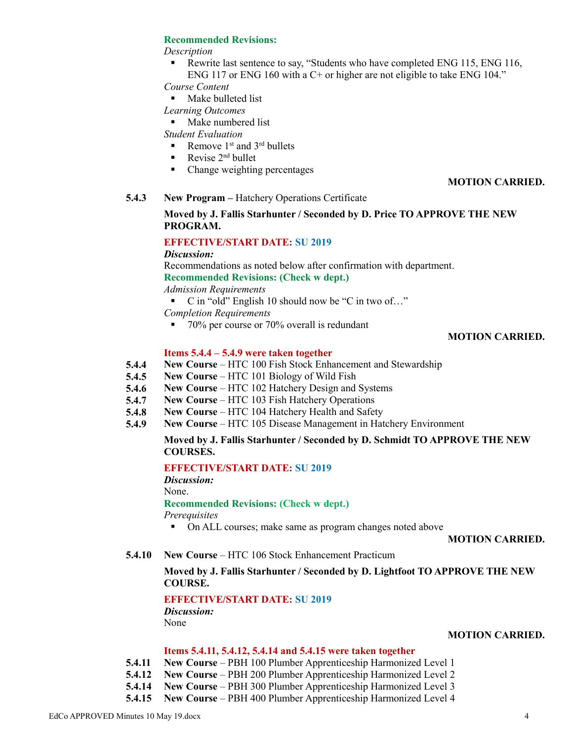**Recommended Revisions:**

*Description*

- Rewrite last sentence to say, "Students who have completed ENG 115, ENG 116, ENG 117 or ENG 160 with a C+ or higher are not eligible to take ENG 104."

*Course Content*

- Make bulleted list

*Learning Outcomes*

- Make numbered list

*Student Evaluation*

- Remove 1st and 3rd bullets
- Revise 2nd bullet
- Change weighting percentages

**MOTION CARRIED.**

**5.4.3** **New Program –** Hatchery Operations Certificate

**Moved by J. Fallis Starhunter / Seconded by D. Price TO APPROVE THE NEW PROGRAM.**

**EFFECTIVE/START DATE: SU 2019**

***Discussion:***

Recommendations as noted below after confirmation with department.

**Recommended Revisions: (Check w dept.)**

*Admission Requirements*

- C in "old" English 10 should now be "C in two of…"

*Completion Requirements*

- 70% per course or 70% overall is redundant

**MOTION CARRIED.**

**Items 5.4.4 – 5.4.9 were taken together**

**5.4.4** **New Course** – HTC 100 Fish Stock Enhancement and Stewardship
**5.4.5** **New Course** – HTC 101 Biology of Wild Fish
**5.4.6** **New Course** – HTC 102 Hatchery Design and Systems
**5.4.7** **New Course** – HTC 103 Fish Hatchery Operations
**5.4.8** **New Course** – HTC 104 Hatchery Health and Safety
**5.4.9** **New Course** – HTC 105 Disease Management in Hatchery Environment

**Moved by J. Fallis Starhunter / Seconded by D. Schmidt TO APPROVE THE NEW COURSES.**

**EFFECTIVE/START DATE: SU 2019**

***Discussion:***

None.

**Recommended Revisions: (Check w dept.)**

*Prerequisites*

- On ALL courses; make same as program changes noted above

**MOTION CARRIED.**

**5.4.10** **New Course** – HTC 106 Stock Enhancement Practicum

**Moved by J. Fallis Starhunter / Seconded by D. Lightfoot TO APPROVE THE NEW COURSE.**

**EFFECTIVE/START DATE: SU 2019**

***Discussion:***

None

**MOTION CARRIED.**

**Items 5.4.11, 5.4.12, 5.4.14 and 5.4.15 were taken together**

**5.4.11** **New Course** – PBH 100 Plumber Apprenticeship Harmonized Level 1
**5.4.12** **New Course** – PBH 200 Plumber Apprenticeship Harmonized Level 2
**5.4.14** **New Course** – PBH 300 Plumber Apprenticeship Harmonized Level 3
**5.4.15** **New Course** – PBH 400 Plumber Apprenticeship Harmonized Level 4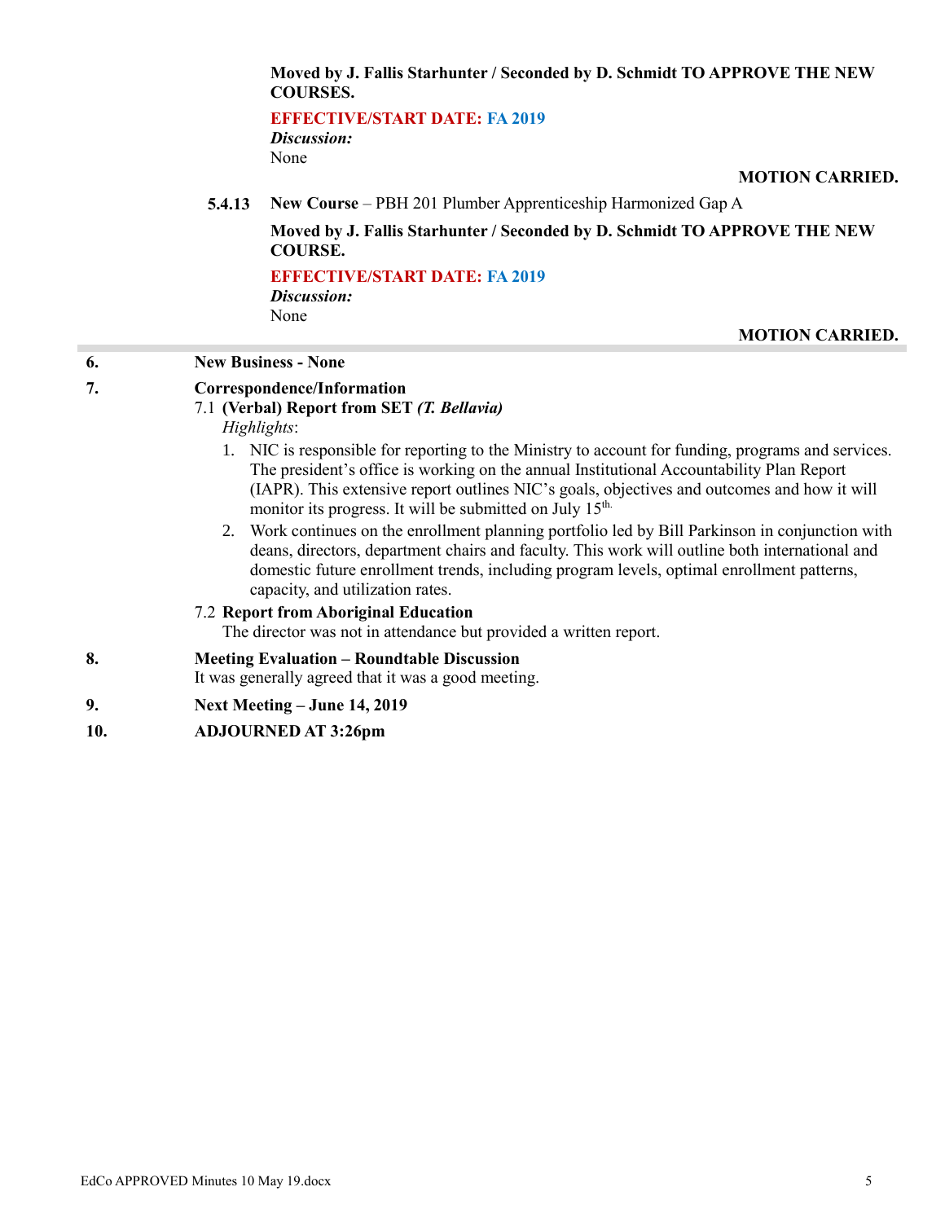**Moved by J. Fallis Starhunter / Seconded by D. Schmidt TO APPROVE THE NEW COURSES.**

**EFFECTIVE/START DATE: FA 2019**

***Discussion:***

None

**MOTION CARRIED.**

**5.4.13 New Course** – PBH 201 Plumber Apprenticeship Harmonized Gap A

**Moved by J. Fallis Starhunter / Seconded by D. Schmidt TO APPROVE THE NEW COURSE.**

**EFFECTIVE/START DATE: FA 2019**

***Discussion:***

None

**MOTION CARRIED.**

**6. New Business - None**

**7. Correspondence/Information**

7.1 **(Verbal) Report from SET *(T. Bellavia)***

*Highlights*:

1. NIC is responsible for reporting to the Ministry to account for funding, programs and services. The president's office is working on the annual Institutional Accountability Plan Report (IAPR). This extensive report outlines NIC's goals, objectives and outcomes and how it will monitor its progress. It will be submitted on July 15th.
2. Work continues on the enrollment planning portfolio led by Bill Parkinson in conjunction with deans, directors, department chairs and faculty. This work will outline both international and domestic future enrollment trends, including program levels, optimal enrollment patterns, capacity, and utilization rates.

7.2 **Report from Aboriginal Education**

The director was not in attendance but provided a written report.

**8. Meeting Evaluation – Roundtable Discussion**

It was generally agreed that it was a good meeting.

**9. Next Meeting – June 14, 2019**

**10. ADJOURNED AT 3:26pm**